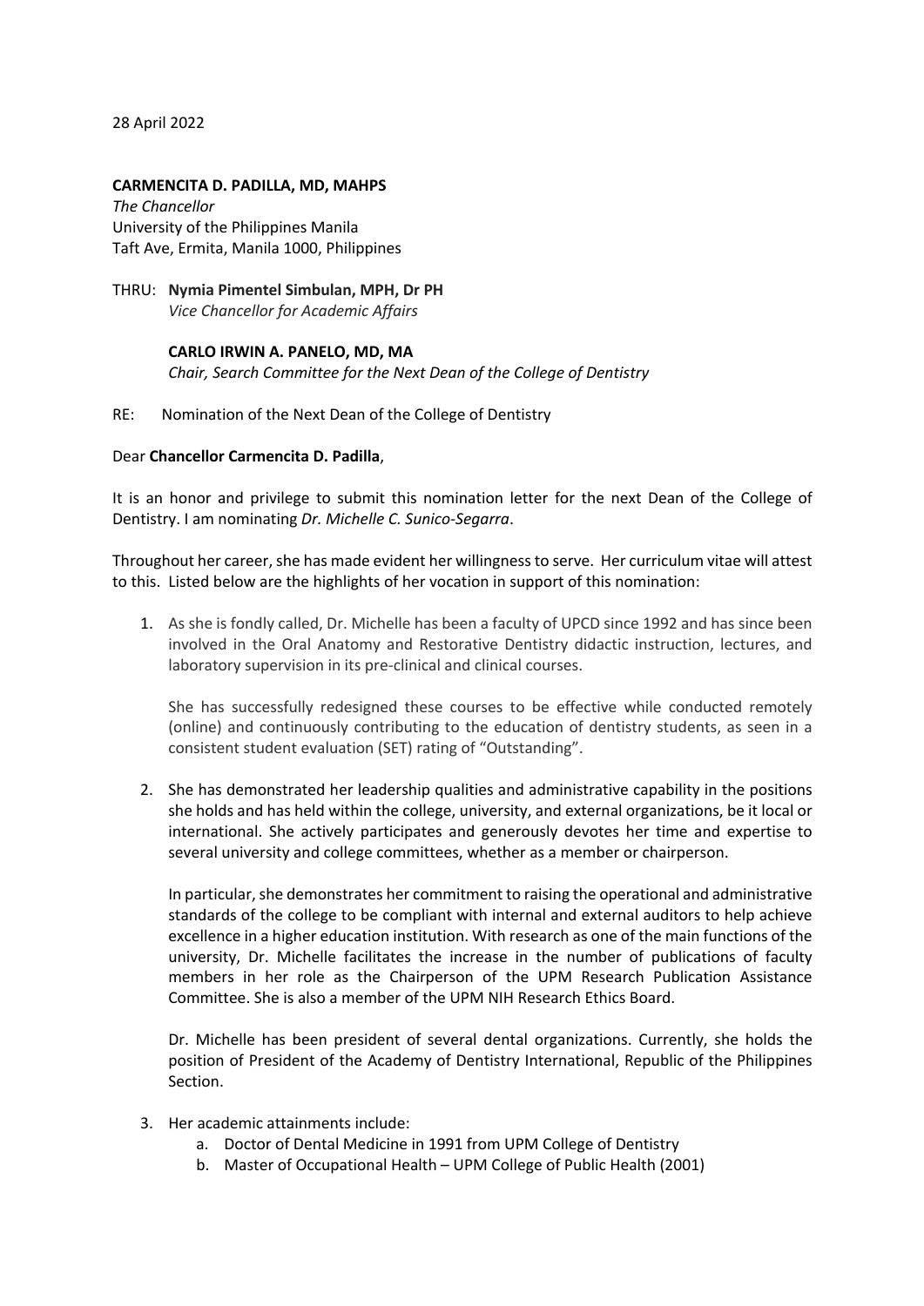28 April 2022

**CARMENCITA D. PADILLA, MD, MAHPS**
*The Chancellor*
University of the Philippines Manila
Taft Ave, Ermita, Manila 1000, Philippines

THRU: **Nymia Pimentel Simbulan, MPH, Dr PH**
*Vice Chancellor for Academic Affairs*

**CARLO IRWIN A. PANELO, MD, MA**
*Chair, Search Committee for the Next Dean of the College of Dentistry*

RE: Nomination of the Next Dean of the College of Dentistry

Dear **Chancellor Carmencita D. Padilla**,

It is an honor and privilege to submit this nomination letter for the next Dean of the College of Dentistry. I am nominating *Dr. Michelle C. Sunico-Segarra*.

Throughout her career, she has made evident her willingness to serve. Her curriculum vitae will attest to this. Listed below are the highlights of her vocation in support of this nomination:

1. As she is fondly called, Dr. Michelle has been a faculty of UPCD since 1992 and has since been involved in the Oral Anatomy and Restorative Dentistry didactic instruction, lectures, and laboratory supervision in its pre-clinical and clinical courses.

   She has successfully redesigned these courses to be effective while conducted remotely (online) and continuously contributing to the education of dentistry students, as seen in a consistent student evaluation (SET) rating of "Outstanding".

2. She has demonstrated her leadership qualities and administrative capability in the positions she holds and has held within the college, university, and external organizations, be it local or international. She actively participates and generously devotes her time and expertise to several university and college committees, whether as a member or chairperson.

   In particular, she demonstrates her commitment to raising the operational and administrative standards of the college to be compliant with internal and external auditors to help achieve excellence in a higher education institution. With research as one of the main functions of the university, Dr. Michelle facilitates the increase in the number of publications of faculty members in her role as the Chairperson of the UPM Research Publication Assistance Committee. She is also a member of the UPM NIH Research Ethics Board.

   Dr. Michelle has been president of several dental organizations. Currently, she holds the position of President of the Academy of Dentistry International, Republic of the Philippines Section.

3. Her academic attainments include:
   a. Doctor of Dental Medicine in 1991 from UPM College of Dentistry
   b. Master of Occupational Health – UPM College of Public Health (2001)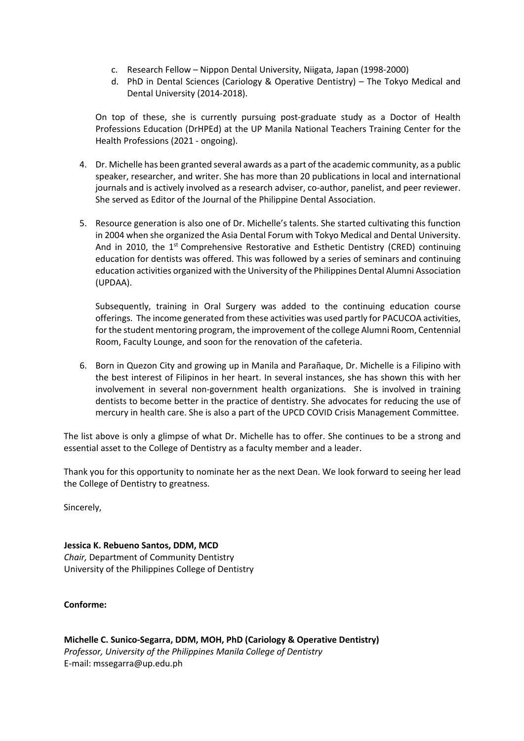c. Research Fellow – Nippon Dental University, Niigata, Japan (1998-2000)
   d. PhD in Dental Sciences (Cariology & Operative Dentistry) – The Tokyo Medical and Dental University (2014-2018).

   On top of these, she is currently pursuing post-graduate study as a Doctor of Health Professions Education (DrHPEd) at the UP Manila National Teachers Training Center for the Health Professions (2021 - ongoing).

4. Dr. Michelle has been granted several awards as a part of the academic community, as a public speaker, researcher, and writer. She has more than 20 publications in local and international journals and is actively involved as a research adviser, co-author, panelist, and peer reviewer. She served as Editor of the Journal of the Philippine Dental Association.

5. Resource generation is also one of Dr. Michelle's talents. She started cultivating this function in 2004 when she organized the Asia Dental Forum with Tokyo Medical and Dental University. And in 2010, the 1st Comprehensive Restorative and Esthetic Dentistry (CRED) continuing education for dentists was offered. This was followed by a series of seminars and continuing education activities organized with the University of the Philippines Dental Alumni Association (UPDAA).

   Subsequently, training in Oral Surgery was added to the continuing education course offerings. The income generated from these activities was used partly for PACUCOA activities, for the student mentoring program, the improvement of the college Alumni Room, Centennial Room, Faculty Lounge, and soon for the renovation of the cafeteria.

6. Born in Quezon City and growing up in Manila and Parañaque, Dr. Michelle is a Filipino with the best interest of Filipinos in her heart. In several instances, she has shown this with her involvement in several non-government health organizations. She is involved in training dentists to become better in the practice of dentistry. She advocates for reducing the use of mercury in health care. She is also a part of the UPCD COVID Crisis Management Committee.

The list above is only a glimpse of what Dr. Michelle has to offer. She continues to be a strong and essential asset to the College of Dentistry as a faculty member and a leader.

Thank you for this opportunity to nominate her as the next Dean. We look forward to seeing her lead the College of Dentistry to greatness.

Sincerely,

**Jessica K. Rebueno Santos, DDM, MCD**
*Chair,* Department of Community Dentistry
University of the Philippines College of Dentistry

**Conforme:**

**Michelle C. Sunico-Segarra, DDM, MOH, PhD (Cariology & Operative Dentistry)**
*Professor, University of the Philippines Manila College of Dentistry*
E-mail: mssegarra@up.edu.ph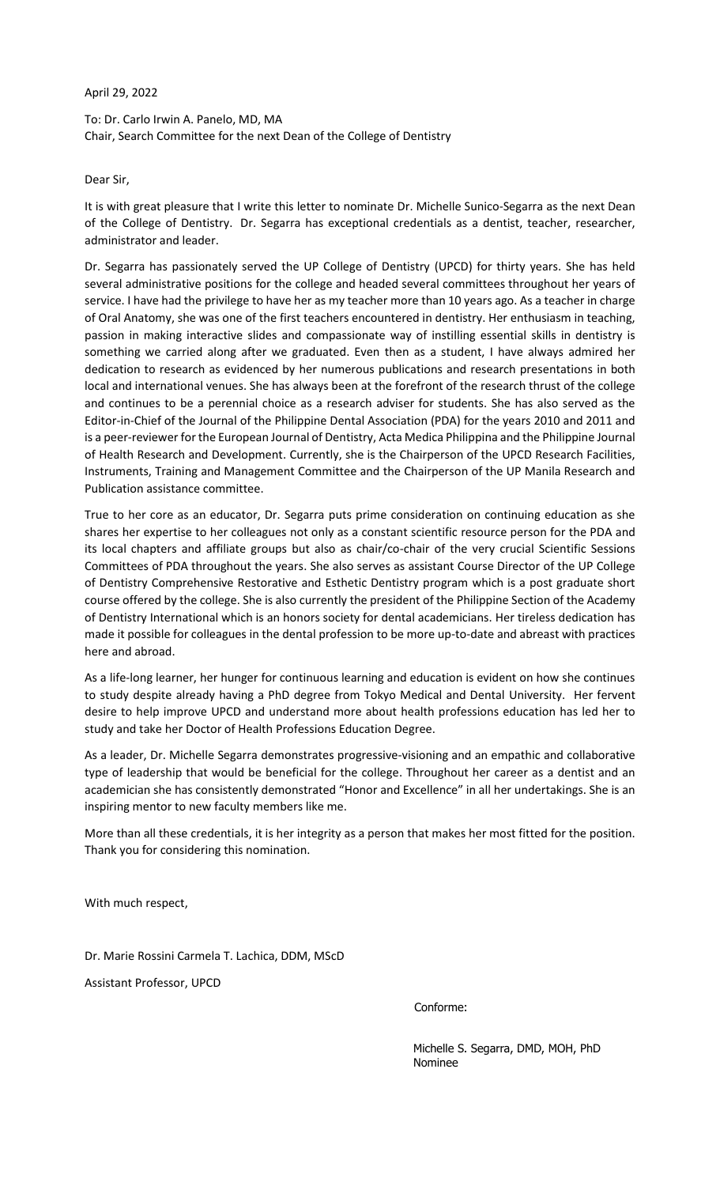April 29, 2022

To: Dr. Carlo Irwin A. Panelo, MD, MA
Chair, Search Committee for the next Dean of the College of Dentistry

Dear Sir,

It is with great pleasure that I write this letter to nominate Dr. Michelle Sunico-Segarra as the next Dean of the College of Dentistry. Dr. Segarra has exceptional credentials as a dentist, teacher, researcher, administrator and leader.

Dr. Segarra has passionately served the UP College of Dentistry (UPCD) for thirty years. She has held several administrative positions for the college and headed several committees throughout her years of service. I have had the privilege to have her as my teacher more than 10 years ago. As a teacher in charge of Oral Anatomy, she was one of the first teachers encountered in dentistry. Her enthusiasm in teaching, passion in making interactive slides and compassionate way of instilling essential skills in dentistry is something we carried along after we graduated. Even then as a student, I have always admired her dedication to research as evidenced by her numerous publications and research presentations in both local and international venues. She has always been at the forefront of the research thrust of the college and continues to be a perennial choice as a research adviser for students. She has also served as the Editor-in-Chief of the Journal of the Philippine Dental Association (PDA) for the years 2010 and 2011 and is a peer-reviewer for the European Journal of Dentistry, Acta Medica Philippina and the Philippine Journal of Health Research and Development. Currently, she is the Chairperson of the UPCD Research Facilities, Instruments, Training and Management Committee and the Chairperson of the UP Manila Research and Publication assistance committee.

True to her core as an educator, Dr. Segarra puts prime consideration on continuing education as she shares her expertise to her colleagues not only as a constant scientific resource person for the PDA and its local chapters and affiliate groups but also as chair/co-chair of the very crucial Scientific Sessions Committees of PDA throughout the years. She also serves as assistant Course Director of the UP College of Dentistry Comprehensive Restorative and Esthetic Dentistry program which is a post graduate short course offered by the college. She is also currently the president of the Philippine Section of the Academy of Dentistry International which is an honors society for dental academicians. Her tireless dedication has made it possible for colleagues in the dental profession to be more up-to-date and abreast with practices here and abroad.

As a life-long learner, her hunger for continuous learning and education is evident on how she continues to study despite already having a PhD degree from Tokyo Medical and Dental University. Her fervent desire to help improve UPCD and understand more about health professions education has led her to study and take her Doctor of Health Professions Education Degree.

As a leader, Dr. Michelle Segarra demonstrates progressive-visioning and an empathic and collaborative type of leadership that would be beneficial for the college. Throughout her career as a dentist and an academician she has consistently demonstrated "Honor and Excellence" in all her undertakings. She is an inspiring mentor to new faculty members like me.

More than all these credentials, it is her integrity as a person that makes her most fitted for the position. Thank you for considering this nomination.

With much respect,

Dr. Marie Rossini Carmela T. Lachica, DDM, MScD

Assistant Professor, UPCD

Conforme:

Michelle S. Segarra, DMD, MOH, PhD
Nominee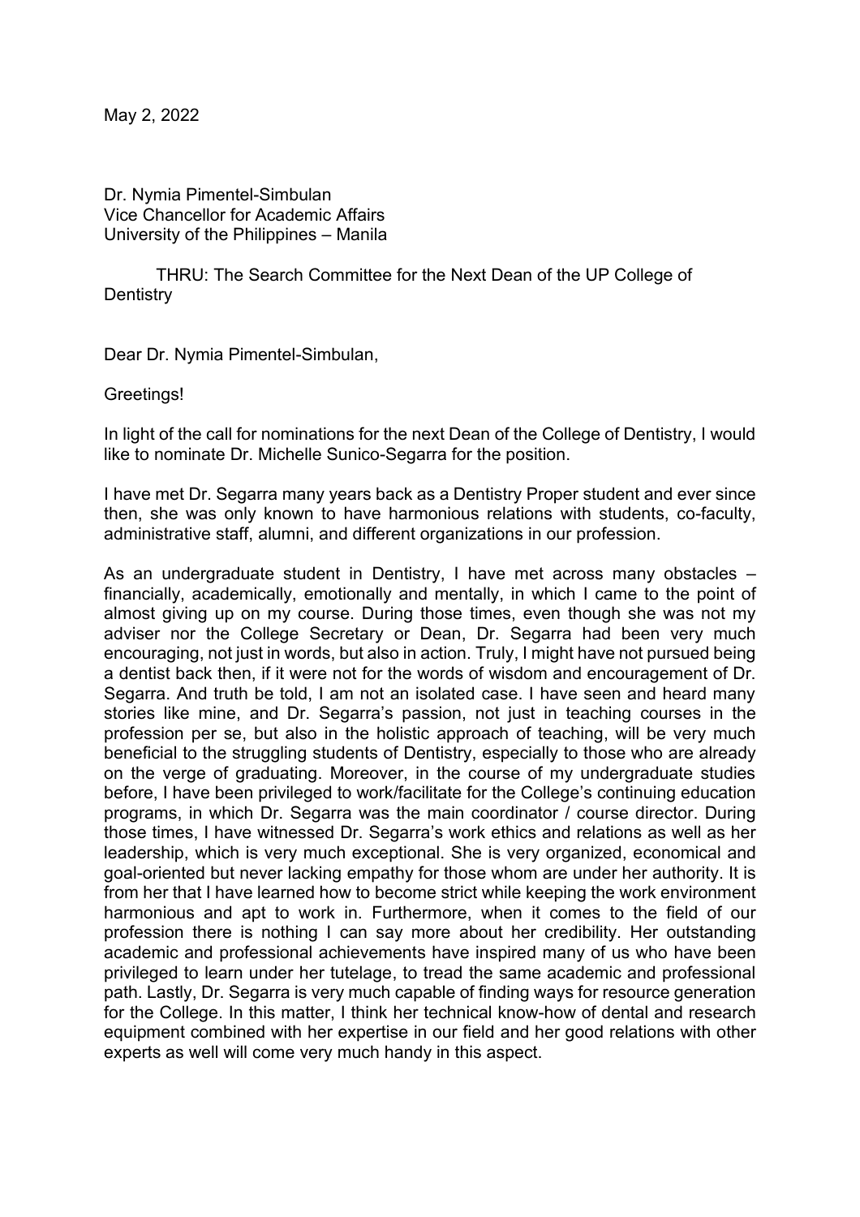May 2, 2022

Dr. Nymia Pimentel-Simbulan
Vice Chancellor for Academic Affairs
University of the Philippines – Manila

THRU: The Search Committee for the Next Dean of the UP College of Dentistry

Dear Dr. Nymia Pimentel-Simbulan,

Greetings!

In light of the call for nominations for the next Dean of the College of Dentistry, I would like to nominate Dr. Michelle Sunico-Segarra for the position.

I have met Dr. Segarra many years back as a Dentistry Proper student and ever since then, she was only known to have harmonious relations with students, co-faculty, administrative staff, alumni, and different organizations in our profession.

As an undergraduate student in Dentistry, I have met across many obstacles – financially, academically, emotionally and mentally, in which I came to the point of almost giving up on my course. During those times, even though she was not my adviser nor the College Secretary or Dean, Dr. Segarra had been very much encouraging, not just in words, but also in action. Truly, I might have not pursued being a dentist back then, if it were not for the words of wisdom and encouragement of Dr. Segarra. And truth be told, I am not an isolated case. I have seen and heard many stories like mine, and Dr. Segarra's passion, not just in teaching courses in the profession per se, but also in the holistic approach of teaching, will be very much beneficial to the struggling students of Dentistry, especially to those who are already on the verge of graduating. Moreover, in the course of my undergraduate studies before, I have been privileged to work/facilitate for the College's continuing education programs, in which Dr. Segarra was the main coordinator / course director. During those times, I have witnessed Dr. Segarra's work ethics and relations as well as her leadership, which is very much exceptional. She is very organized, economical and goal-oriented but never lacking empathy for those whom are under her authority. It is from her that I have learned how to become strict while keeping the work environment harmonious and apt to work in. Furthermore, when it comes to the field of our profession there is nothing I can say more about her credibility. Her outstanding academic and professional achievements have inspired many of us who have been privileged to learn under her tutelage, to tread the same academic and professional path. Lastly, Dr. Segarra is very much capable of finding ways for resource generation for the College. In this matter, I think her technical know-how of dental and research equipment combined with her expertise in our field and her good relations with other experts as well will come very much handy in this aspect.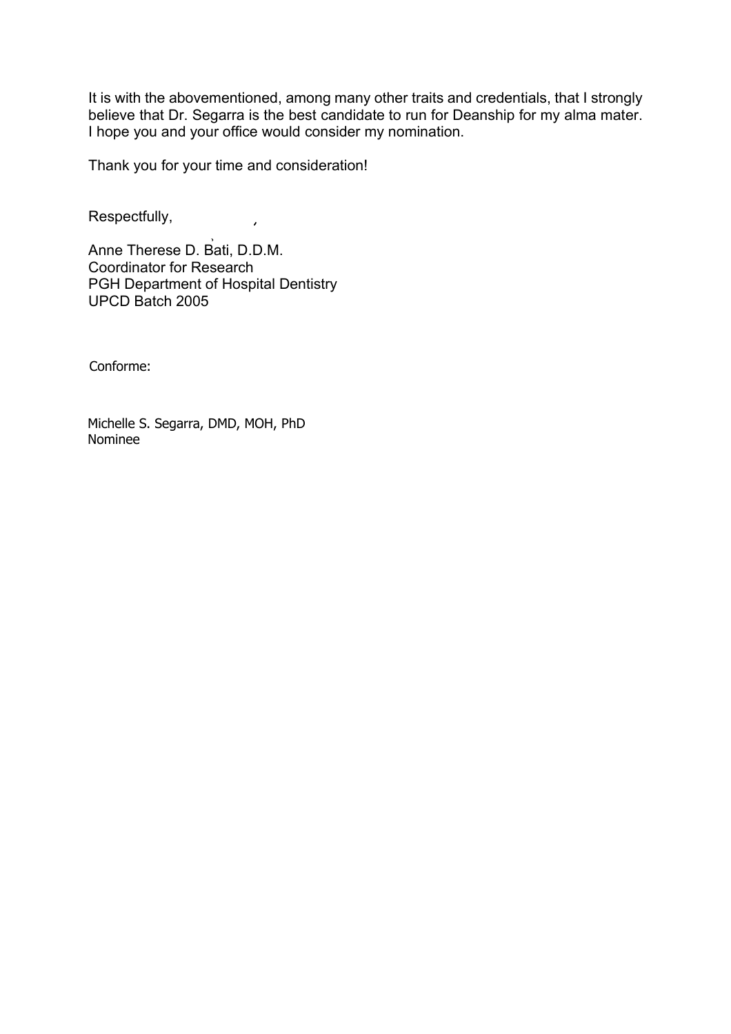It is with the abovementioned, among many other traits and credentials, that I strongly believe that Dr. Segarra is the best candidate to run for Deanship for my alma mater. I hope you and your office would consider my nomination.

Thank you for your time and consideration!

Respectfully,

Anne Therese D. Bati, D.D.M.
Coordinator for Research
PGH Department of Hospital Dentistry
UPCD Batch 2005

Conforme:

Michelle S. Segarra, DMD, MOH, PhD
Nominee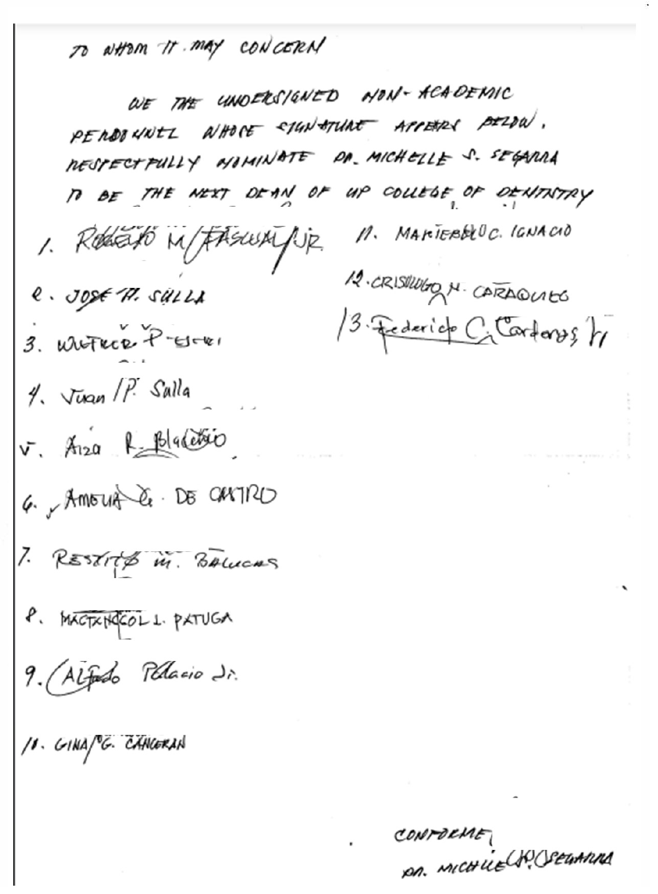TO WHOM IT MAY CONCERN

WE THE UNDERSIGNED NON-ACADEMIC PERSONNEL WHOSE SIGNATURE APPEARS BELOW, RESPECTFULLY NOMINATE DR. MICHELLE S. SEGARRA TO BE THE NEXT DEAN OF UP COLLEGE OF DENTISTRY

1. Roberto M. Pascual Jr.
2. JOSE H. SULLA
3. WILFREDO P. ESCRI
4. Juan P. Sulla
5. Aiza R. Bladerio
6. AMELIA C. DE CASTRO
7. RESTITO M. BALUCAS
8. MACTANCOL L. PATUGA
9. Alfredo Palacio Jr.
10. GINA G. CANCERAN
11. MARIEBELL C. IGNACIO
12. CRISOLOGO M. CARAQUEO
13. Federico C. Cardenas, Jr.

CONFORME,

DR. MICHELLE S. SEGARRA